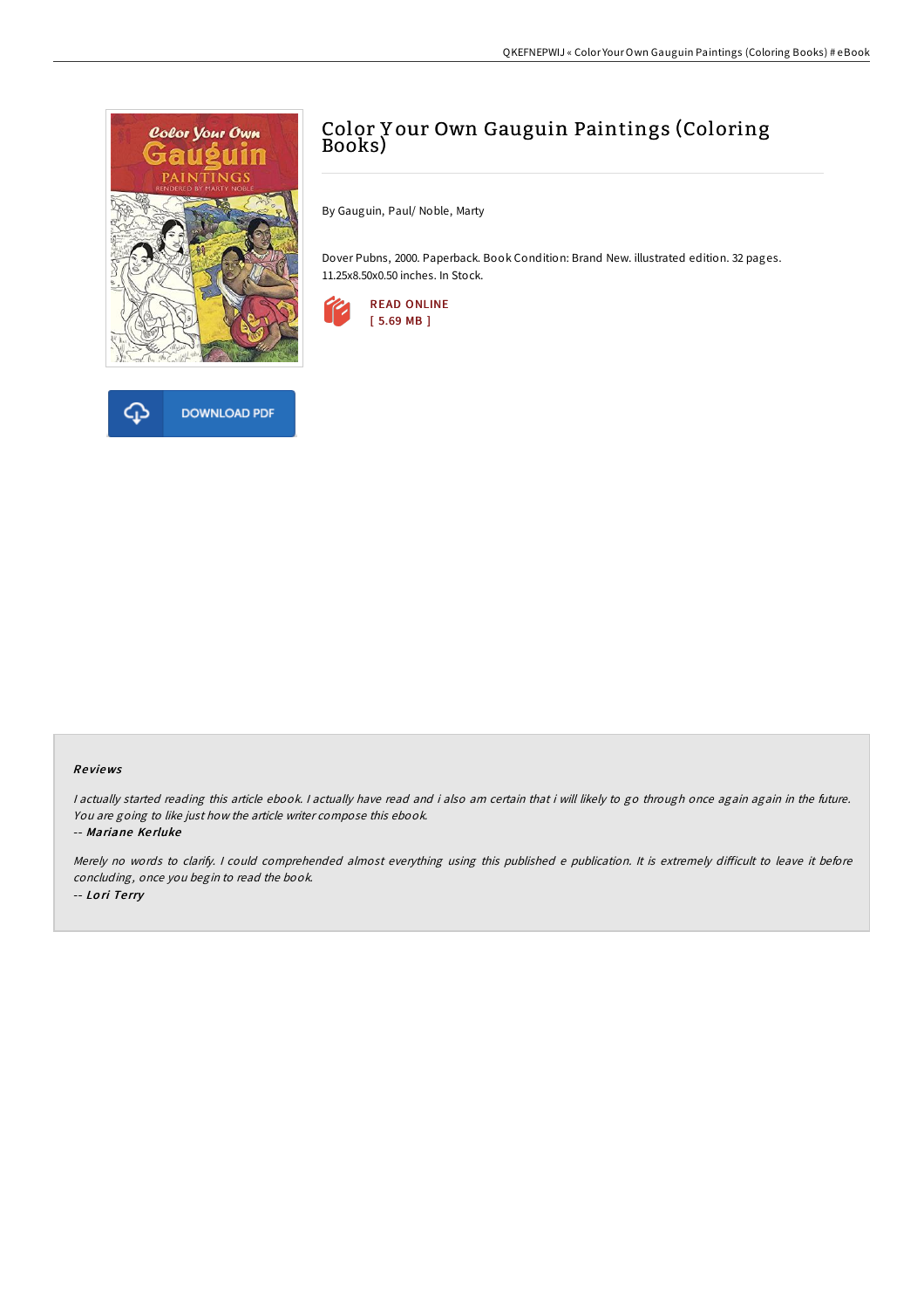# Color Your Own Gauguin Paintings (Coloring Books)

By Gauguin, Paul/ Noble, Marty

Dover Pubns, 2000. Paperback. Book Condition: Brand New. illustrated edition. 32 pages. 11.25x8.50x0.50 inches. In Stock.

READ ONLINE
[ 5.69 MB ]

DOWNLOAD PDF

## Reviews

*I actually started reading this article ebook. I actually have read and i also am certain that i will likely to go through once again again in the future. You are going to like just how the article writer compose this ebook.*

-- ***Mariane Kerluke***

*Merely no words to clarify. I could comprehended almost everything using this published e publication. It is extremely difficult to leave it before concluding, once you begin to read the book.*

-- ***Lori Terry***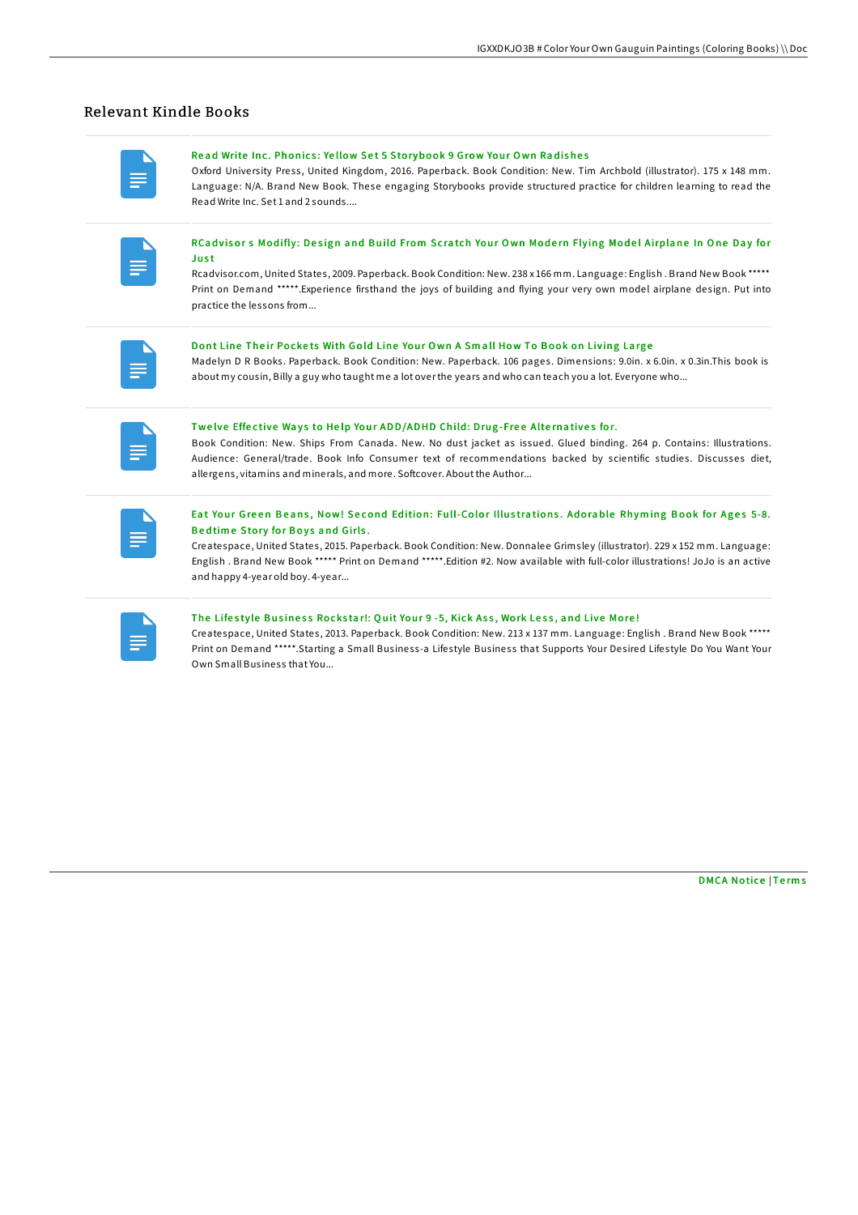## Relevant Kindle Books

### Read Write Inc. Phonics: Yellow Set 5 Storybook 9 Grow Your Own Radishes

Oxford University Press, United Kingdom, 2016. Paperback. Book Condition: New. Tim Archbold (illustrator). 175 x 148 mm. Language: N/A. Brand New Book. These engaging Storybooks provide structured practice for children learning to read the Read Write Inc. Set 1 and 2 sounds....

### RCadvisor s Modifly: Design and Build From Scratch Your Own Modern Flying Model Airplane In One Day for Just

Rcadvisor.com, United States, 2009. Paperback. Book Condition: New. 238 x 166 mm. Language: English . Brand New Book ***** Print on Demand *****.Experience firsthand the joys of building and flying your very own model airplane design. Put into practice the lessons from...

### Dont Line Their Pockets With Gold Line Your Own A Small How To Book on Living Large

Madelyn D R Books. Paperback. Book Condition: New. Paperback. 106 pages. Dimensions: 9.0in. x 6.0in. x 0.3in.This book is about my cousin, Billy a guy who taught me a lot over the years and who can teach you a lot. Everyone who...

### Twelve Effective Ways to Help Your ADD/ADHD Child: Drug-Free Alternatives for.

Book Condition: New. Ships From Canada. New. No dust jacket as issued. Glued binding. 264 p. Contains: Illustrations. Audience: General/trade. Book Info Consumer text of recommendations backed by scientific studies. Discusses diet, allergens, vitamins and minerals, and more. Softcover. About the Author...

### Eat Your Green Beans, Now! Second Edition: Full-Color Illustrations. Adorable Rhyming Book for Ages 5-8. Bedtime Story for Boys and Girls.

Createspace, United States, 2015. Paperback. Book Condition: New. Donnalee Grimsley (illustrator). 229 x 152 mm. Language: English . Brand New Book ***** Print on Demand *****.Edition #2. Now available with full-color illustrations! JoJo is an active and happy 4-year old boy. 4-year...

### The Lifestyle Business Rockstar!: Quit Your 9 -5, Kick Ass, Work Less, and Live More!

Createspace, United States, 2013. Paperback. Book Condition: New. 213 x 137 mm. Language: English . Brand New Book ***** Print on Demand *****.Starting a Small Business-a Lifestyle Business that Supports Your Desired Lifestyle Do You Want Your Own Small Business that You...

DMCA Notice | Terms